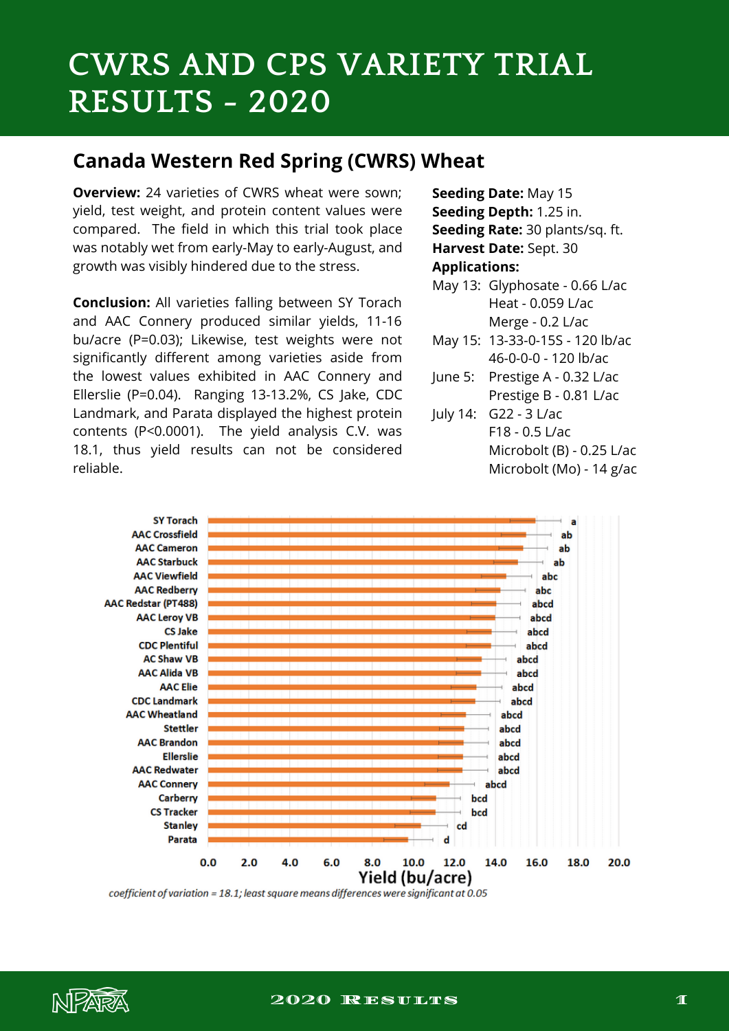# CWRS AND CPS VARIETY TRIAL RESULTS - 2020

## Canada Western Red Spring (CWRS) Wheat

**Overview:** 24 varieties of CWRS wheat were sown; yield, test weight, and protein content values were compared. The field in which this trial took place was notably wet from early-May to early-August, and growth was visibly hindered due to the stress.

**Conclusion:** All varieties falling between SY Torach and AAC Connery produced similar yields, 11-16 bu/acre (P=0.03); Likewise, test weights were not significantly different among varieties aside from the lowest values exhibited in AAC Connery and Ellerslie (P=0.04). Ranging 13-13.2%, CS Jake, CDC Landmark, and Parata displayed the highest protein contents (P<0.0001). The yield analysis C.V. was 18.1, thus yield results can not be considered reliable.

**Seeding Date:** May 15
**Seeding Depth:** 1.25 in.
**Seeding Rate:** 30 plants/sq. ft.
**Harvest Date:** Sept. 30
**Applications:**

- May 13: Glyphosate - 0.66 L/ac
  Heat - 0.059 L/ac
  Merge - 0.2 L/ac
- May 15: 13-33-0-15S - 120 lb/ac
  46-0-0-0 - 120 lb/ac
- June 5: Prestige A - 0.32 L/ac
  Prestige B - 0.81 L/ac
- July 14: G22 - 3 L/ac
  F18 - 0.5 L/ac
  Microbolt (B) - 0.25 L/ac
  Microbolt (Mo) - 14 g/ac

| Variety | Grouping |
| --- | --- |
| SY Torach | a |
| AAC Crossfield | ab |
| AAC Cameron | ab |
| AAC Starbuck | ab |
| AAC Viewfield | abc |
| AAC Redberry | abc |
| AAC Redstar (PT488) | abcd |
| AAC Leroy VB | abcd |
| CS Jake | abcd |
| CDC Plentiful | abcd |
| AC Shaw VB | abcd |
| AAC Alida VB | abcd |
| AAC Elie | abcd |
| CDC Landmark | abcd |
| AAC Wheatland | abcd |
| Stettler | abcd |
| AAC Brandon | abcd |
| Ellerslie | abcd |
| AAC Redwater | abcd |
| AAC Connery | abcd |
| Carberry | bcd |
| CS Tracker | bcd |
| Stanley | cd |
| Parata | d |

Yield (bu/acre) — axis 0.0 to 20.0

*coefficient of variation = 18.1; least square means differences were significant at 0.05*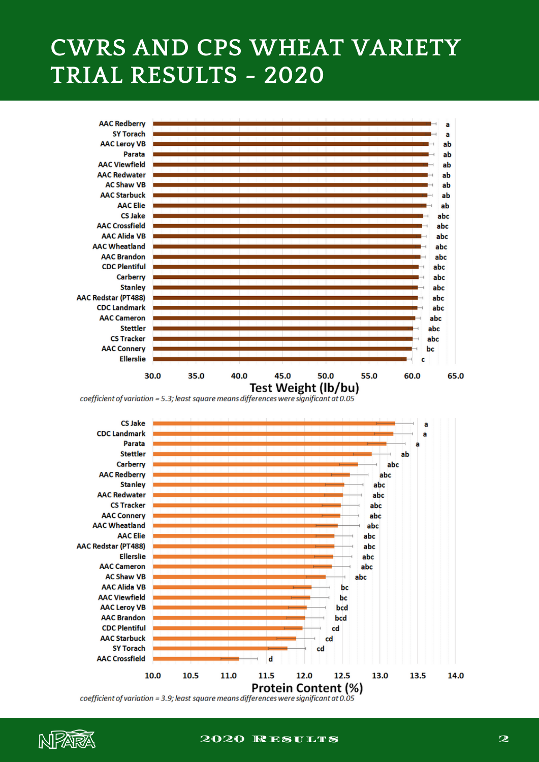# CWRS AND CPS WHEAT VARIETY TRIAL RESULTS - 2020

| Variety | Test Weight (lb/bu) significance group |
|---|---|
| AAC Redberry | a |
| SY Torach | a |
| AAC Leroy VB | ab |
| Parata | ab |
| AAC Viewfield | ab |
| AAC Redwater | ab |
| AC Shaw VB | ab |
| AAC Starbuck | ab |
| AAC Elie | ab |
| CS Jake | abc |
| AAC Crossfield | abc |
| AAC Alida VB | abc |
| AAC Wheatland | abc |
| AAC Brandon | abc |
| CDC Plentiful | abc |
| Carberry | abc |
| Stanley | abc |
| AAC Redstar (PT488) | abc |
| CDC Landmark | abc |
| AAC Cameron | abc |
| Stettler | abc |
| CS Tracker | abc |
| AAC Connery | bc |
| Ellerslie | c |

Test Weight (lb/bu)

*coefficient of variation = 5.3; least square means differences were significant at 0.05*

| Variety | Protein Content (%) significance group |
|---|---|
| CS Jake | a |
| CDC Landmark | a |
| Parata | a |
| Stettler | ab |
| Carberry | abc |
| AAC Redberry | abc |
| Stanley | abc |
| AAC Redwater | abc |
| CS Tracker | abc |
| AAC Connery | abc |
| AAC Wheatland | abc |
| AAC Elie | abc |
| AAC Redstar (PT488) | abc |
| Ellerslie | abc |
| AAC Cameron | abc |
| AC Shaw VB | abc |
| AAC Alida VB | bc |
| AAC Viewfield | bc |
| AAC Leroy VB | bcd |
| AAC Brandon | bcd |
| CDC Plentiful | cd |
| AAC Starbuck | cd |
| SY Torach | cd |
| AAC Crossfield | d |

Protein Content (%)

*coefficient of variation = 3.9; least square means differences were significant at 0.05*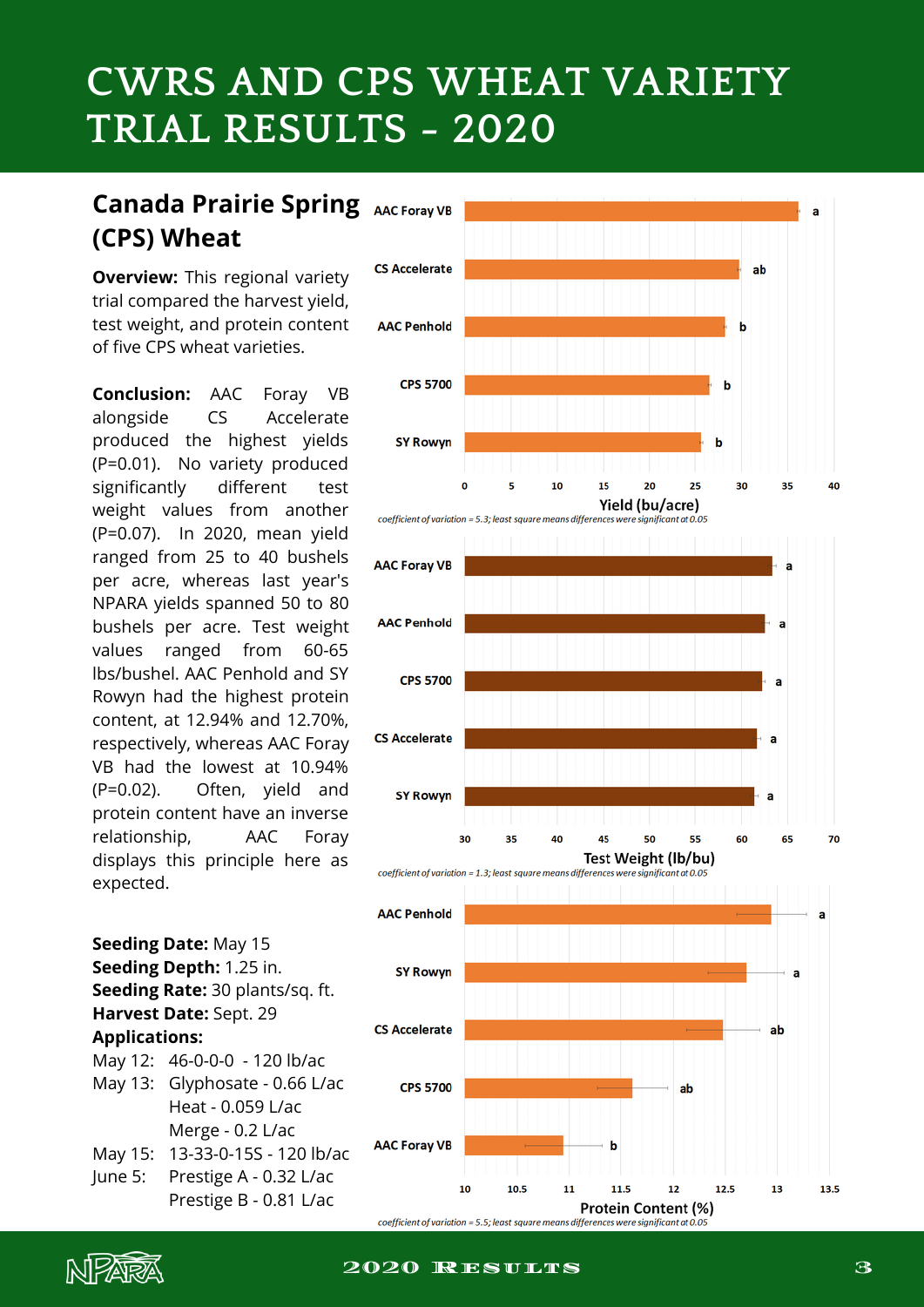# CWRS AND CPS WHEAT VARIETY TRIAL RESULTS - 2020

## Canada Prairie Spring (CPS) Wheat

**Overview:** This regional variety trial compared the harvest yield, test weight, and protein content of five CPS wheat varieties.

**Conclusion:** AAC Foray VB alongside CS Accelerate produced the highest yields (P=0.01). No variety produced significantly different test weight values from another (P=0.07). In 2020, mean yield ranged from 25 to 40 bushels per acre, whereas last year's NPARA yields spanned 50 to 80 bushels per acre. Test weight values ranged from 60-65 lbs/bushel. AAC Penhold and SY Rowyn had the highest protein content, at 12.94% and 12.70%, respectively, whereas AAC Foray VB had the lowest at 10.94% (P=0.02). Often, yield and protein content have an inverse relationship, AAC Foray displays this principle here as expected.

**Seeding Date:** May 15
**Seeding Depth:** 1.25 in.
**Seeding Rate:** 30 plants/sq. ft.
**Harvest Date:** Sept. 29
**Applications:**

May 12: 46-0-0-0 - 120 lb/ac
May 13: Glyphosate - 0.66 L/ac
Heat - 0.059 L/ac
Merge - 0.2 L/ac
May 15: 13-33-0-15S - 120 lb/ac
June 5: Prestige A - 0.32 L/ac
Prestige B - 0.81 L/ac

AAC Foray VB a
CS Accelerate ab
AAC Penhold b
CPS 5700 b
SY Rowyn b
0 5 10 15 20 25 30 35 40
Yield (bu/acre)
*coefficient of variation = 5.3; least square means differences were significant at 0.05*

AAC Foray VB a
AAC Penhold a
CPS 5700 a
CS Accelerate a
SY Rowyn a
30 35 40 45 50 55 60 65 70
Test Weight (lb/bu)
*coefficient of variation = 1.3; least square means differences were significant at 0.05*

AAC Penhold a
SY Rowyn a
CS Accelerate ab
CPS 5700 ab
AAC Foray VB b
10 10.5 11 11.5 12 12.5 13 13.5
Protein Content (%)
*coefficient of variation = 5.5; least square means differences were significant at 0.05*